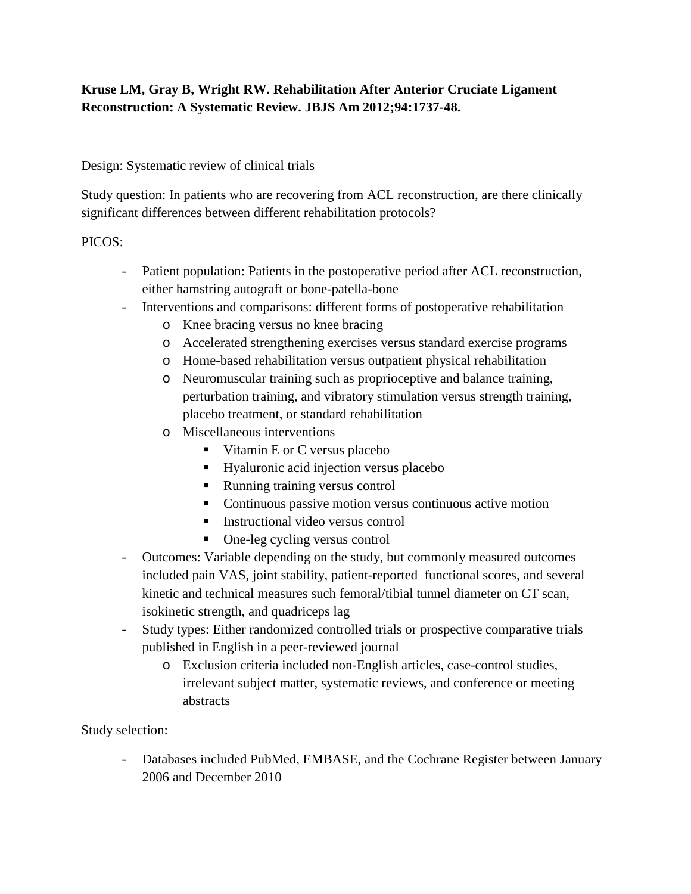**Kruse LM, Gray B, Wright RW. Rehabilitation After Anterior Cruciate Ligament Reconstruction: A Systematic Review. JBJS Am 2012;94:1737-48.**

Design: Systematic review of clinical trials

Study question: In patients who are recovering from ACL reconstruction, are there clinically significant differences between different rehabilitation protocols?

PICOS:

- Patient population: Patients in the postoperative period after ACL reconstruction, either hamstring autograft or bone-patella-bone
- Interventions and comparisons: different forms of postoperative rehabilitation
    - Knee bracing versus no knee bracing
    - Accelerated strengthening exercises versus standard exercise programs
    - Home-based rehabilitation versus outpatient physical rehabilitation
    - Neuromuscular training such as proprioceptive and balance training, perturbation training, and vibratory stimulation versus strength training, placebo treatment, or standard rehabilitation
    - Miscellaneous interventions
        - Vitamin E or C versus placebo
        - Hyaluronic acid injection versus placebo
        - Running training versus control
        - Continuous passive motion versus continuous active motion
        - Instructional video versus control
        - One-leg cycling versus control
- Outcomes: Variable depending on the study, but commonly measured outcomes included pain VAS, joint stability, patient-reported functional scores, and several kinetic and technical measures such femoral/tibial tunnel diameter on CT scan, isokinetic strength, and quadriceps lag
- Study types: Either randomized controlled trials or prospective comparative trials published in English in a peer-reviewed journal
    - Exclusion criteria included non-English articles, case-control studies, irrelevant subject matter, systematic reviews, and conference or meeting abstracts

Study selection:

- Databases included PubMed, EMBASE, and the Cochrane Register between January 2006 and December 2010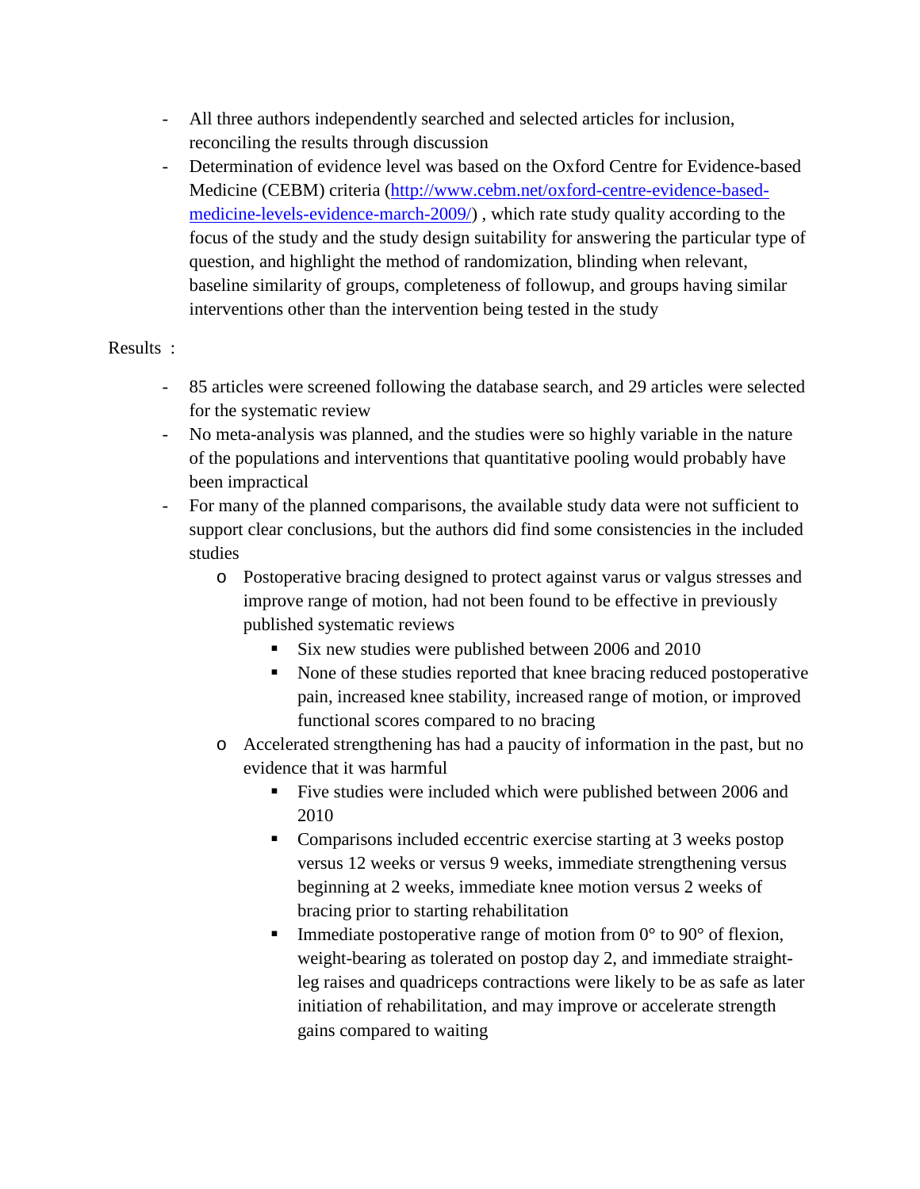- All three authors independently searched and selected articles for inclusion, reconciling the results through discussion
- Determination of evidence level was based on the Oxford Centre for Evidence-based Medicine (CEBM) criteria ([http://www.cebm.net/oxford-centre-evidence-based-medicine-levels-evidence-march-2009/](http://www.cebm.net/oxford-centre-evidence-based-medicine-levels-evidence-march-2009/)) , which rate study quality according to the focus of the study and the study design suitability for answering the particular type of question, and highlight the method of randomization, blinding when relevant, baseline similarity of groups, completeness of followup, and groups having similar interventions other than the intervention being tested in the study

Results :

- 85 articles were screened following the database search, and 29 articles were selected for the systematic review
- No meta-analysis was planned, and the studies were so highly variable in the nature of the populations and interventions that quantitative pooling would probably have been impractical
- For many of the planned comparisons, the available study data were not sufficient to support clear conclusions, but the authors did find some consistencies in the included studies
  - Postoperative bracing designed to protect against varus or valgus stresses and improve range of motion, had not been found to be effective in previously published systematic reviews
    - Six new studies were published between 2006 and 2010
    - None of these studies reported that knee bracing reduced postoperative pain, increased knee stability, increased range of motion, or improved functional scores compared to no bracing
  - Accelerated strengthening has had a paucity of information in the past, but no evidence that it was harmful
    - Five studies were included which were published between 2006 and 2010
    - Comparisons included eccentric exercise starting at 3 weeks postop versus 12 weeks or versus 9 weeks, immediate strengthening versus beginning at 2 weeks, immediate knee motion versus 2 weeks of bracing prior to starting rehabilitation
    - Immediate postoperative range of motion from 0° to 90° of flexion, weight-bearing as tolerated on postop day 2, and immediate straight-leg raises and quadriceps contractions were likely to be as safe as later initiation of rehabilitation, and may improve or accelerate strength gains compared to waiting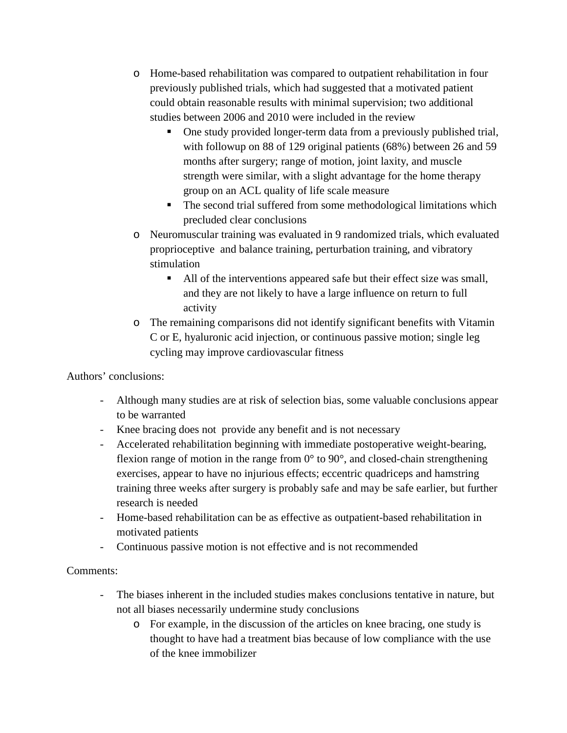- Home-based rehabilitation was compared to outpatient rehabilitation in four previously published trials, which had suggested that a motivated patient could obtain reasonable results with minimal supervision; two additional studies between 2006 and 2010 were included in the review
    - One study provided longer-term data from a previously published trial, with followup on 88 of 129 original patients (68%) between 26 and 59 months after surgery; range of motion, joint laxity, and muscle strength were similar, with a slight advantage for the home therapy group on an ACL quality of life scale measure
    - The second trial suffered from some methodological limitations which precluded clear conclusions
  - Neuromuscular training was evaluated in 9 randomized trials, which evaluated proprioceptive and balance training, perturbation training, and vibratory stimulation
    - All of the interventions appeared safe but their effect size was small, and they are not likely to have a large influence on return to full activity
  - The remaining comparisons did not identify significant benefits with Vitamin C or E, hyaluronic acid injection, or continuous passive motion; single leg cycling may improve cardiovascular fitness

Authors' conclusions:

- Although many studies are at risk of selection bias, some valuable conclusions appear to be warranted
- Knee bracing does not provide any benefit and is not necessary
- Accelerated rehabilitation beginning with immediate postoperative weight-bearing, flexion range of motion in the range from 0° to 90°, and closed-chain strengthening exercises, appear to have no injurious effects; eccentric quadriceps and hamstring training three weeks after surgery is probably safe and may be safe earlier, but further research is needed
- Home-based rehabilitation can be as effective as outpatient-based rehabilitation in motivated patients
- Continuous passive motion is not effective and is not recommended

Comments:

- The biases inherent in the included studies makes conclusions tentative in nature, but not all biases necessarily undermine study conclusions
  - For example, in the discussion of the articles on knee bracing, one study is thought to have had a treatment bias because of low compliance with the use of the knee immobilizer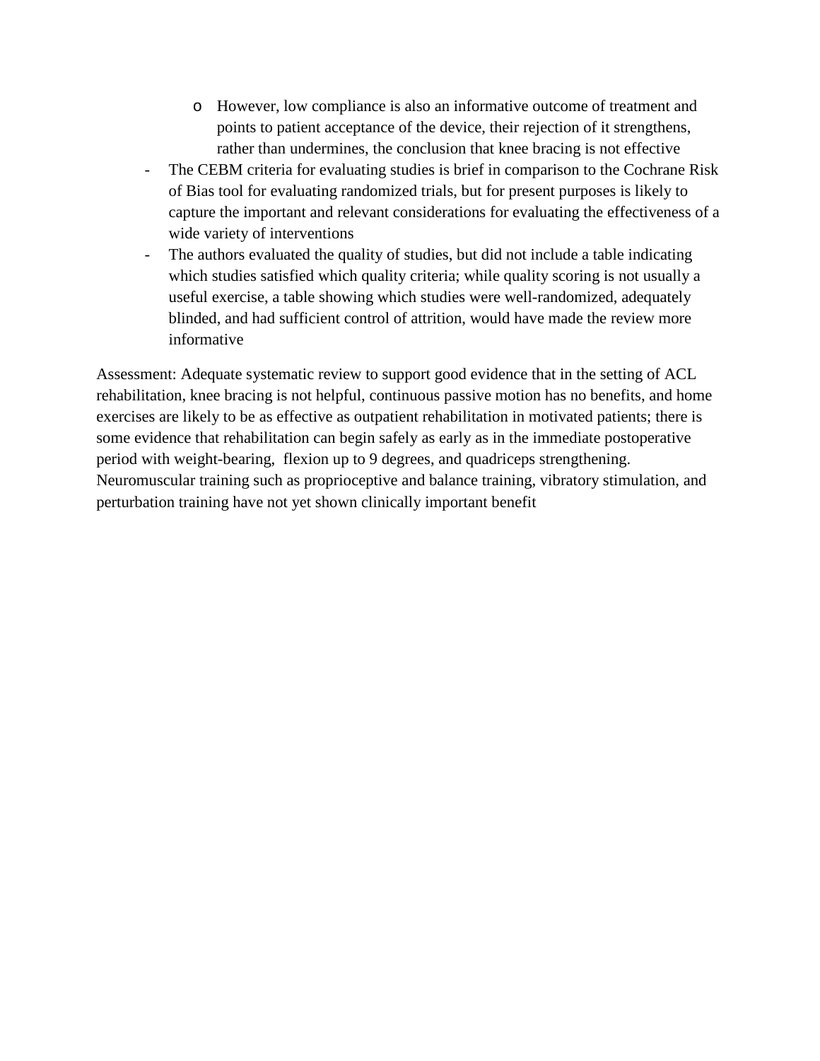- However, low compliance is also an informative outcome of treatment and points to patient acceptance of the device, their rejection of it strengthens, rather than undermines, the conclusion that knee bracing is not effective
- The CEBM criteria for evaluating studies is brief in comparison to the Cochrane Risk of Bias tool for evaluating randomized trials, but for present purposes is likely to capture the important and relevant considerations for evaluating the effectiveness of a wide variety of interventions
- The authors evaluated the quality of studies, but did not include a table indicating which studies satisfied which quality criteria; while quality scoring is not usually a useful exercise, a table showing which studies were well-randomized, adequately blinded, and had sufficient control of attrition, would have made the review more informative

Assessment: Adequate systematic review to support good evidence that in the setting of ACL rehabilitation, knee bracing is not helpful, continuous passive motion has no benefits, and home exercises are likely to be as effective as outpatient rehabilitation in motivated patients; there is some evidence that rehabilitation can begin safely as early as in the immediate postoperative period with weight-bearing, flexion up to 9 degrees, and quadriceps strengthening. Neuromuscular training such as proprioceptive and balance training, vibratory stimulation, and perturbation training have not yet shown clinically important benefit